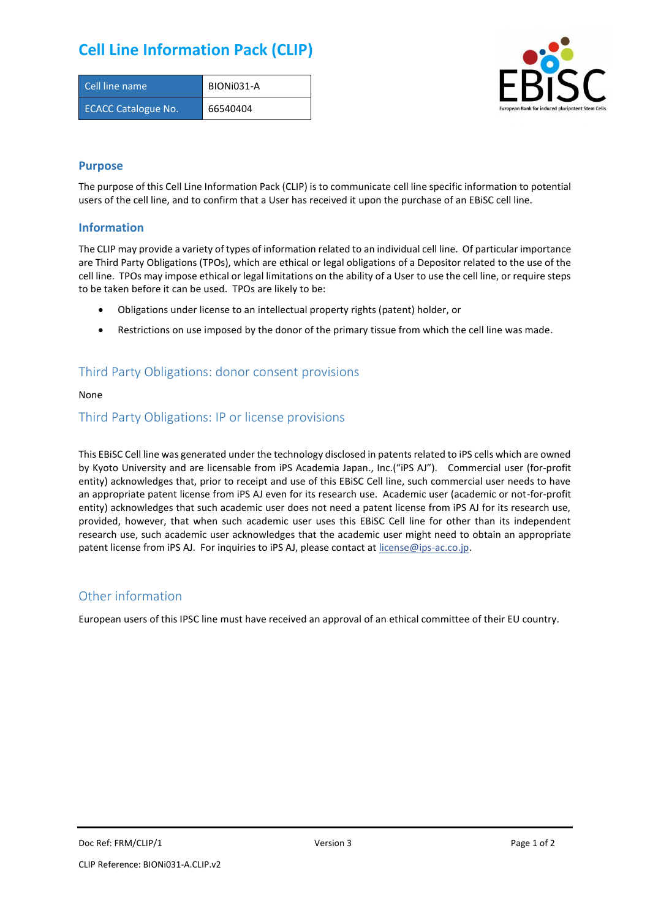# Cell Line Information Pack (CLIP)

| Cell line name | BIONi031-A |
| --- | --- |
| ECACC Catalogue No. | 66540404 |

## Purpose

The purpose of this Cell Line Information Pack (CLIP) is to communicate cell line specific information to potential users of the cell line, and to confirm that a User has received it upon the purchase of an EBiSC cell line.

## Information

The CLIP may provide a variety of types of information related to an individual cell line. Of particular importance are Third Party Obligations (TPOs), which are ethical or legal obligations of a Depositor related to the use of the cell line. TPOs may impose ethical or legal limitations on the ability of a User to use the cell line, or require steps to be taken before it can be used. TPOs are likely to be:

- Obligations under license to an intellectual property rights (patent) holder, or
- Restrictions on use imposed by the donor of the primary tissue from which the cell line was made.

## Third Party Obligations: donor consent provisions

None

## Third Party Obligations: IP or license provisions

This EBiSC Cell line was generated under the technology disclosed in patents related to iPS cells which are owned by Kyoto University and are licensable from iPS Academia Japan., Inc.("iPS AJ"). Commercial user (for-profit entity) acknowledges that, prior to receipt and use of this EBiSC Cell line, such commercial user needs to have an appropriate patent license from iPS AJ even for its research use. Academic user (academic or not-for-profit entity) acknowledges that such academic user does not need a patent license from iPS AJ for its research use, provided, however, that when such academic user uses this EBiSC Cell line for other than its independent research use, such academic user acknowledges that the academic user might need to obtain an appropriate patent license from iPS AJ. For inquiries to iPS AJ, please contact at license@ips-ac.co.jp.

## Other information

European users of this IPSC line must have received an approval of an ethical committee of their EU country.

Doc Ref: FRM/CLIP/1 Version 3

CLIP Reference: BIONi031-A.CLIP.v2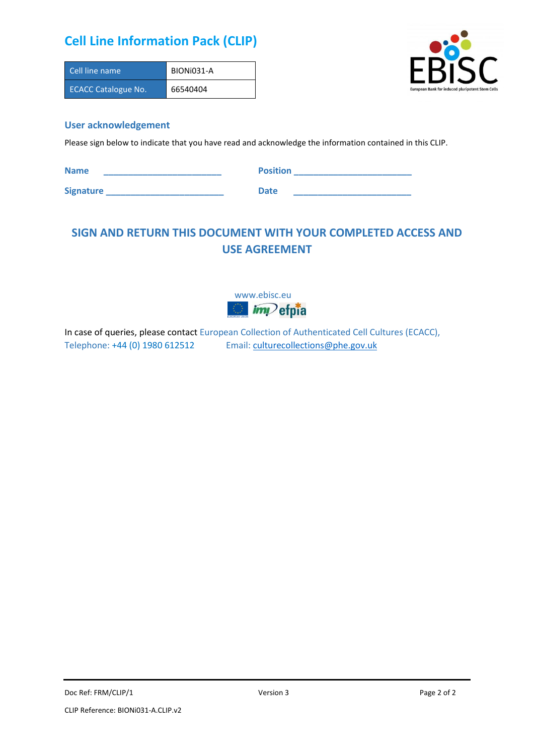# Cell Line Information Pack (CLIP)

| Cell line name | BIONi031-A |
|---|---|
| ECACC Catalogue No. | 66540404 |

## User acknowledgement

Please sign below to indicate that you have read and acknowledge the information contained in this CLIP.

**Name** ________________________ **Position** ________________________

**Signature** ________________________ **Date** ________________________

## SIGN AND RETURN THIS DOCUMENT WITH YOUR COMPLETED ACCESS AND USE AGREEMENT

www.ebisc.eu

In case of queries, please contact European Collection of Authenticated Cell Cultures (ECACC), Telephone: +44 (0) 1980 612512 Email: culturecollections@phe.gov.uk

Doc Ref: FRM/CLIP/1 Version 3

CLIP Reference: BIONi031-A.CLIP.v2